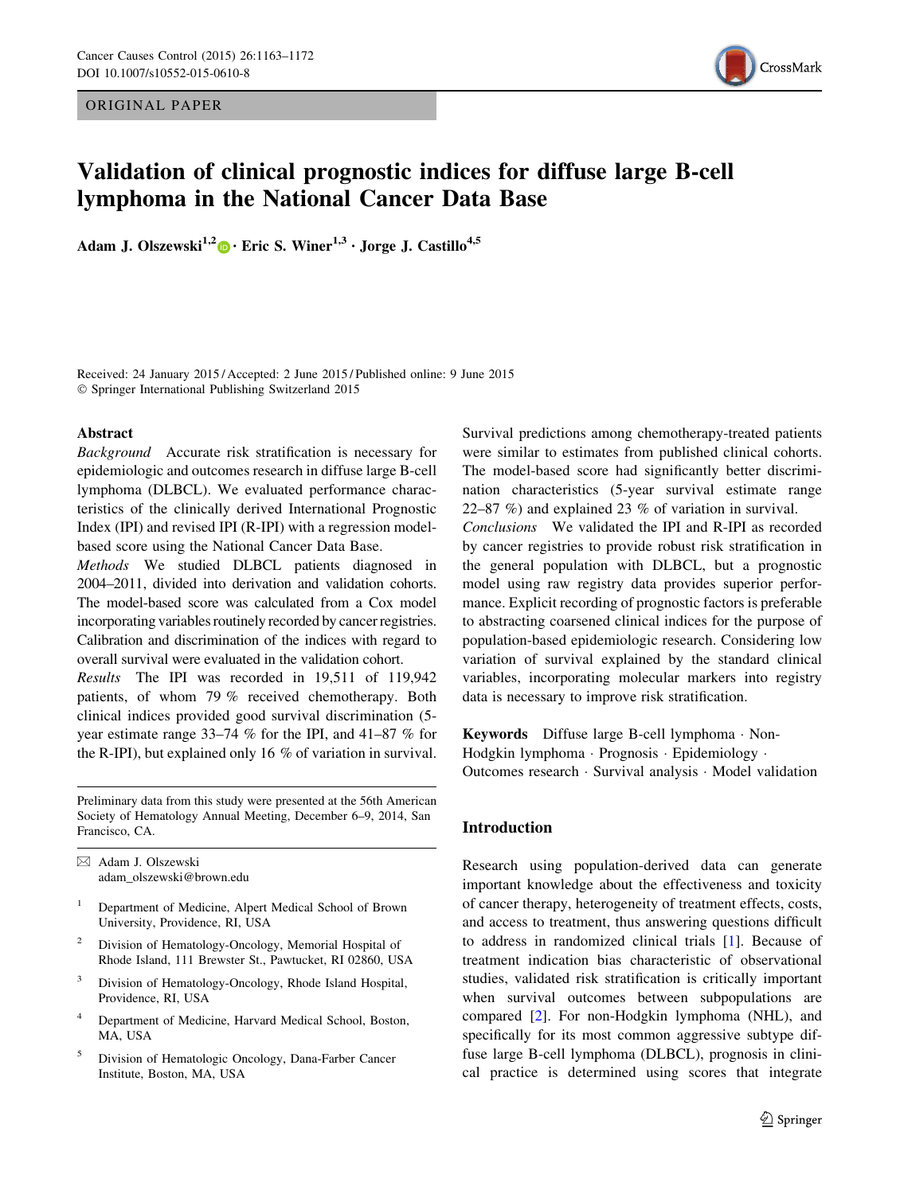ORIGINAL PAPER

# Validation of clinical prognostic indices for diffuse large B-cell lymphoma in the National Cancer Data Base

**Adam J. Olszewski[1,2] · Eric S. Winer[1,3] · Jorge J. Castillo[4,5]**

Received: 24 January 2015 / Accepted: 2 June 2015 / Published online: 9 June 2015
© Springer International Publishing Switzerland 2015

## Abstract

*Background* Accurate risk stratification is necessary for epidemiologic and outcomes research in diffuse large B-cell lymphoma (DLBCL). We evaluated performance characteristics of the clinically derived International Prognostic Index (IPI) and revised IPI (R-IPI) with a regression model-based score using the National Cancer Data Base.

*Methods* We studied DLBCL patients diagnosed in 2004–2011, divided into derivation and validation cohorts. The model-based score was calculated from a Cox model incorporating variables routinely recorded by cancer registries. Calibration and discrimination of the indices with regard to overall survival were evaluated in the validation cohort.

*Results* The IPI was recorded in 19,511 of 119,942 patients, of whom 79 % received chemotherapy. Both clinical indices provided good survival discrimination (5-year estimate range 33–74 % for the IPI, and 41–87 % for the R-IPI), but explained only 16 % of variation in survival. Survival predictions among chemotherapy-treated patients were similar to estimates from published clinical cohorts. The model-based score had significantly better discrimination characteristics (5-year survival estimate range 22–87 %) and explained 23 % of variation in survival.

*Conclusions* We validated the IPI and R-IPI as recorded by cancer registries to provide robust risk stratification in the general population with DLBCL, but a prognostic model using raw registry data provides superior performance. Explicit recording of prognostic factors is preferable to abstracting coarsened clinical indices for the purpose of population-based epidemiologic research. Considering low variation of survival explained by the standard clinical variables, incorporating molecular markers into registry data is necessary to improve risk stratification.

**Keywords** Diffuse large B-cell lymphoma · Non-Hodgkin lymphoma · Prognosis · Epidemiology · Outcomes research · Survival analysis · Model validation

Preliminary data from this study were presented at the 56th American Society of Hematology Annual Meeting, December 6–9, 2014, San Francisco, CA.

✉ Adam J. Olszewski
adam_olszewski@brown.edu

1 Department of Medicine, Alpert Medical School of Brown University, Providence, RI, USA

2 Division of Hematology-Oncology, Memorial Hospital of Rhode Island, 111 Brewster St., Pawtucket, RI 02860, USA

3 Division of Hematology-Oncology, Rhode Island Hospital, Providence, RI, USA

4 Department of Medicine, Harvard Medical School, Boston, MA, USA

5 Division of Hematologic Oncology, Dana-Farber Cancer Institute, Boston, MA, USA

## Introduction

Research using population-derived data can generate important knowledge about the effectiveness and toxicity of cancer therapy, heterogeneity of treatment effects, costs, and access to treatment, thus answering questions difficult to address in randomized clinical trials [1]. Because of treatment indication bias characteristic of observational studies, validated risk stratification is critically important when survival outcomes between subpopulations are compared [2]. For non-Hodgkin lymphoma (NHL), and specifically for its most common aggressive subtype diffuse large B-cell lymphoma (DLBCL), prognosis in clinical practice is determined using scores that integrate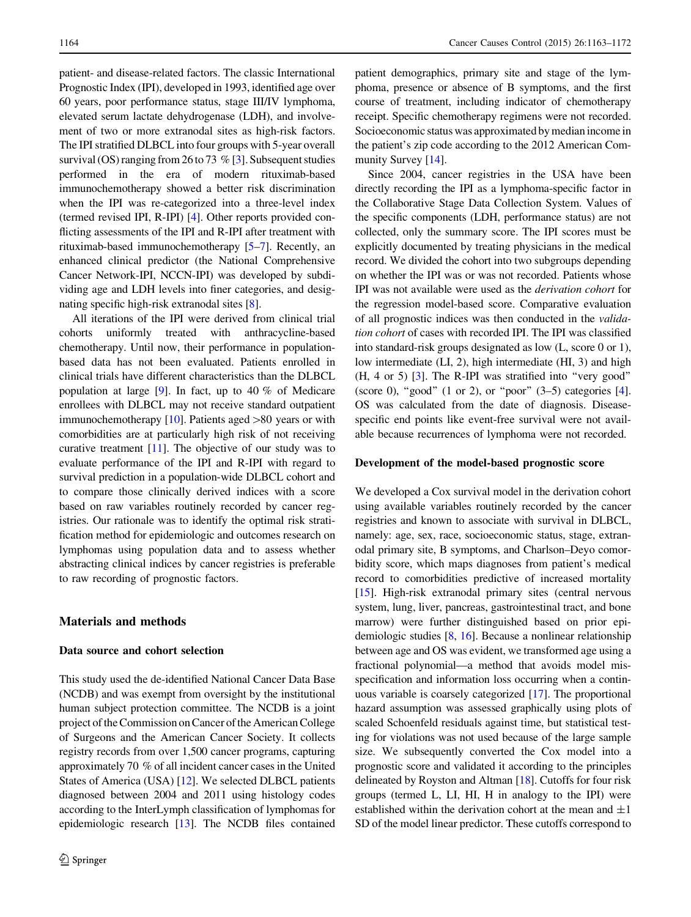patient- and disease-related factors. The classic International Prognostic Index (IPI), developed in 1993, identified age over 60 years, poor performance status, stage III/IV lymphoma, elevated serum lactate dehydrogenase (LDH), and involvement of two or more extranodal sites as high-risk factors. The IPI stratified DLBCL into four groups with 5-year overall survival (OS) ranging from 26 to 73 % [3]. Subsequent studies performed in the era of modern rituximab-based immunochemotherapy showed a better risk discrimination when the IPI was re-categorized into a three-level index (termed revised IPI, R-IPI) [4]. Other reports provided conflicting assessments of the IPI and R-IPI after treatment with rituximab-based immunochemotherapy [5–7]. Recently, an enhanced clinical predictor (the National Comprehensive Cancer Network-IPI, NCCN-IPI) was developed by subdividing age and LDH levels into finer categories, and designating specific high-risk extranodal sites [8].

All iterations of the IPI were derived from clinical trial cohorts uniformly treated with anthracycline-based chemotherapy. Until now, their performance in population-based data has not been evaluated. Patients enrolled in clinical trials have different characteristics than the DLBCL population at large [9]. In fact, up to 40 % of Medicare enrollees with DLBCL may not receive standard outpatient immunochemotherapy [10]. Patients aged >80 years or with comorbidities are at particularly high risk of not receiving curative treatment [11]. The objective of our study was to evaluate performance of the IPI and R-IPI with regard to survival prediction in a population-wide DLBCL cohort and to compare those clinically derived indices with a score based on raw variables routinely recorded by cancer registries. Our rationale was to identify the optimal risk stratification method for epidemiologic and outcomes research on lymphomas using population data and to assess whether abstracting clinical indices by cancer registries is preferable to raw recording of prognostic factors.

## Materials and methods

### Data source and cohort selection

This study used the de-identified National Cancer Data Base (NCDB) and was exempt from oversight by the institutional human subject protection committee. The NCDB is a joint project of the Commission on Cancer of the American College of Surgeons and the American Cancer Society. It collects registry records from over 1,500 cancer programs, capturing approximately 70 % of all incident cancer cases in the United States of America (USA) [12]. We selected DLBCL patients diagnosed between 2004 and 2011 using histology codes according to the InterLymph classification of lymphomas for epidemiologic research [13]. The NCDB files contained patient demographics, primary site and stage of the lymphoma, presence or absence of B symptoms, and the first course of treatment, including indicator of chemotherapy receipt. Specific chemotherapy regimens were not recorded. Socioeconomic status was approximated by median income in the patient's zip code according to the 2012 American Community Survey [14].

Since 2004, cancer registries in the USA have been directly recording the IPI as a lymphoma-specific factor in the Collaborative Stage Data Collection System. Values of the specific components (LDH, performance status) are not collected, only the summary score. The IPI scores must be explicitly documented by treating physicians in the medical record. We divided the cohort into two subgroups depending on whether the IPI was or was not recorded. Patients whose IPI was not available were used as the *derivation cohort* for the regression model-based score. Comparative evaluation of all prognostic indices was then conducted in the *validation cohort* of cases with recorded IPI. The IPI was classified into standard-risk groups designated as low (L, score 0 or 1), low intermediate (LI, 2), high intermediate (HI, 3) and high (H, 4 or 5) [3]. The R-IPI was stratified into "very good" (score 0), "good" (1 or 2), or "poor" (3–5) categories [4]. OS was calculated from the date of diagnosis. Disease-specific end points like event-free survival were not available because recurrences of lymphoma were not recorded.

### Development of the model-based prognostic score

We developed a Cox survival model in the derivation cohort using available variables routinely recorded by the cancer registries and known to associate with survival in DLBCL, namely: age, sex, race, socioeconomic status, stage, extranodal primary site, B symptoms, and Charlson–Deyo comorbidity score, which maps diagnoses from patient's medical record to comorbidities predictive of increased mortality [15]. High-risk extranodal primary sites (central nervous system, lung, liver, pancreas, gastrointestinal tract, and bone marrow) were further distinguished based on prior epidemiologic studies [8, 16]. Because a nonlinear relationship between age and OS was evident, we transformed age using a fractional polynomial—a method that avoids model misspecification and information loss occurring when a continuous variable is coarsely categorized [17]. The proportional hazard assumption was assessed graphically using plots of scaled Schoenfeld residuals against time, but statistical testing for violations was not used because of the large sample size. We subsequently converted the Cox model into a prognostic score and validated it according to the principles delineated by Royston and Altman [18]. Cutoffs for four risk groups (termed L, LI, HI, H in analogy to the IPI) were established within the derivation cohort at the mean and ±1 SD of the model linear predictor. These cutoffs correspond to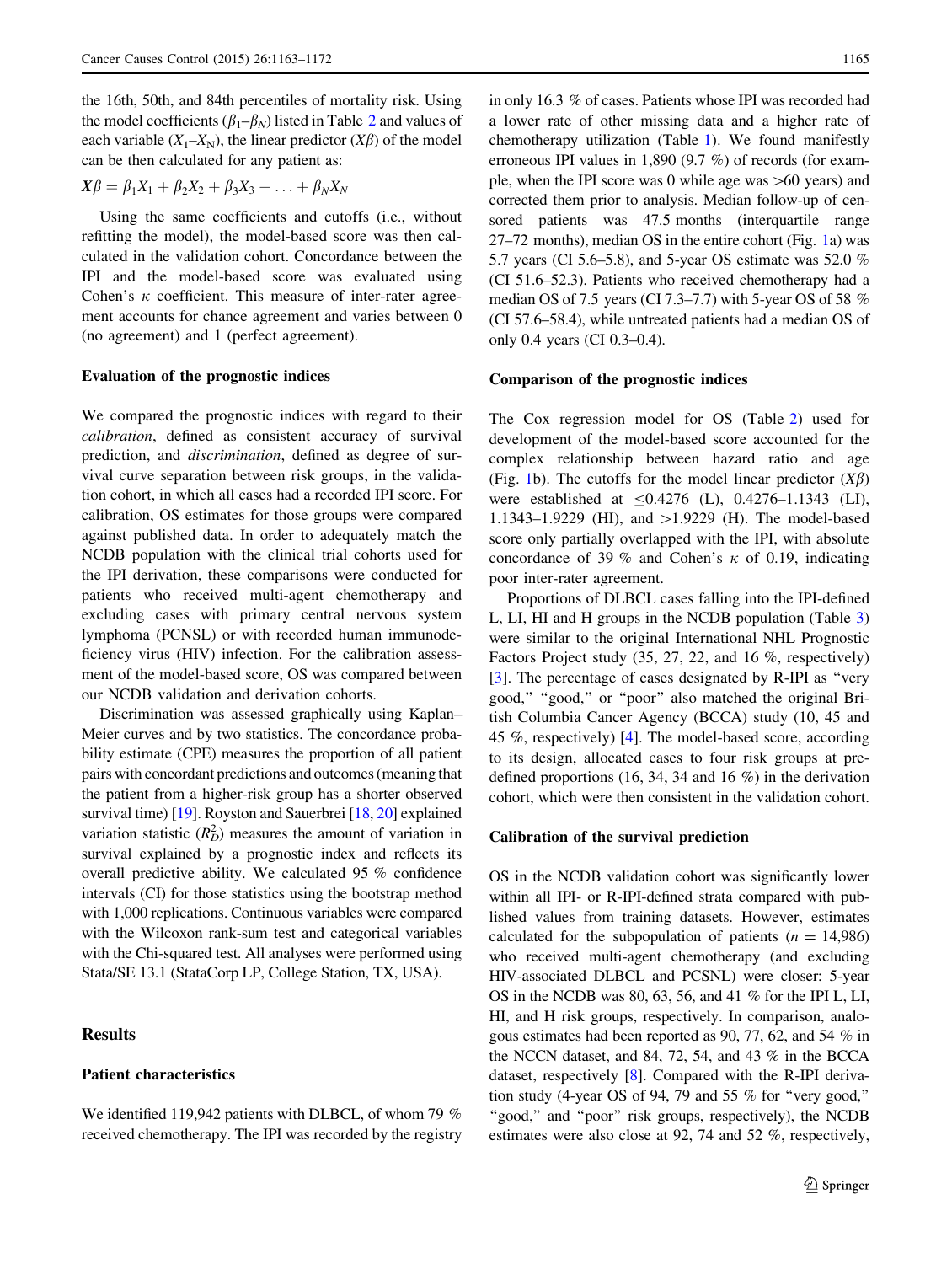the 16th, 50th, and 84th percentiles of mortality risk. Using the model coefficients ($\beta_1$–$\beta_N$) listed in Table 2 and values of each variable ($X_1$–$X_N$), the linear predictor ($X\beta$) of the model can be then calculated for any patient as:

$$X\beta = \beta_1 X_1 + \beta_2 X_2 + \beta_3 X_3 + \ldots + \beta_N X_N$$

Using the same coefficients and cutoffs (i.e., without refitting the model), the model-based score was then calculated in the validation cohort. Concordance between the IPI and the model-based score was evaluated using Cohen's $\kappa$ coefficient. This measure of inter-rater agreement accounts for chance agreement and varies between 0 (no agreement) and 1 (perfect agreement).

### Evaluation of the prognostic indices

We compared the prognostic indices with regard to their *calibration*, defined as consistent accuracy of survival prediction, and *discrimination*, defined as degree of survival curve separation between risk groups, in the validation cohort, in which all cases had a recorded IPI score. For calibration, OS estimates for those groups were compared against published data. In order to adequately match the NCDB population with the clinical trial cohorts used for the IPI derivation, these comparisons were conducted for patients who received multi-agent chemotherapy and excluding cases with primary central nervous system lymphoma (PCNSL) or with recorded human immunodeficiency virus (HIV) infection. For the calibration assessment of the model-based score, OS was compared between our NCDB validation and derivation cohorts.

Discrimination was assessed graphically using Kaplan–Meier curves and by two statistics. The concordance probability estimate (CPE) measures the proportion of all patient pairs with concordant predictions and outcomes (meaning that the patient from a higher-risk group has a shorter observed survival time) [19]. Royston and Sauerbrei [18, 20] explained variation statistic ($R_D^2$) measures the amount of variation in survival explained by a prognostic index and reflects its overall predictive ability. We calculated 95 % confidence intervals (CI) for those statistics using the bootstrap method with 1,000 replications. Continuous variables were compared with the Wilcoxon rank-sum test and categorical variables with the Chi-squared test. All analyses were performed using Stata/SE 13.1 (StataCorp LP, College Station, TX, USA).

## Results

### Patient characteristics

We identified 119,942 patients with DLBCL, of whom 79 % received chemotherapy. The IPI was recorded by the registry in only 16.3 % of cases. Patients whose IPI was recorded had a lower rate of other missing data and a higher rate of chemotherapy utilization (Table 1). We found manifestly erroneous IPI values in 1,890 (9.7 %) of records (for example, when the IPI score was 0 while age was >60 years) and corrected them prior to analysis. Median follow-up of censored patients was 47.5 months (interquartile range 27–72 months), median OS in the entire cohort (Fig. 1a) was 5.7 years (CI 5.6–5.8), and 5-year OS estimate was 52.0 % (CI 51.6–52.3). Patients who received chemotherapy had a median OS of 7.5 years (CI 7.3–7.7) with 5-year OS of 58 % (CI 57.6–58.4), while untreated patients had a median OS of only 0.4 years (CI 0.3–0.4).

### Comparison of the prognostic indices

The Cox regression model for OS (Table 2) used for development of the model-based score accounted for the complex relationship between hazard ratio and age (Fig. 1b). The cutoffs for the model linear predictor ($X\beta$) were established at ≤0.4276 (L), 0.4276–1.1343 (LI), 1.1343–1.9229 (HI), and >1.9229 (H). The model-based score only partially overlapped with the IPI, with absolute concordance of 39 % and Cohen's $\kappa$ of 0.19, indicating poor inter-rater agreement.

Proportions of DLBCL cases falling into the IPI-defined L, LI, HI and H groups in the NCDB population (Table 3) were similar to the original International NHL Prognostic Factors Project study (35, 27, 22, and 16 %, respectively) [3]. The percentage of cases designated by R-IPI as "very good," "good," or "poor" also matched the original British Columbia Cancer Agency (BCCA) study (10, 45 and 45 %, respectively) [4]. The model-based score, according to its design, allocated cases to four risk groups at predefined proportions (16, 34, 34 and 16 %) in the derivation cohort, which were then consistent in the validation cohort.

### Calibration of the survival prediction

OS in the NCDB validation cohort was significantly lower within all IPI- or R-IPI-defined strata compared with published values from training datasets. However, estimates calculated for the subpopulation of patients ($n = 14{,}986$) who received multi-agent chemotherapy (and excluding HIV-associated DLBCL and PCSNL) were closer: 5-year OS in the NCDB was 80, 63, 56, and 41 % for the IPI L, LI, HI, and H risk groups, respectively. In comparison, analogous estimates had been reported as 90, 77, 62, and 54 % in the NCCN dataset, and 84, 72, 54, and 43 % in the BCCA dataset, respectively [8]. Compared with the R-IPI derivation study (4-year OS of 94, 79 and 55 % for "very good," "good," and "poor" risk groups, respectively), the NCDB estimates were also close at 92, 74 and 52 %, respectively,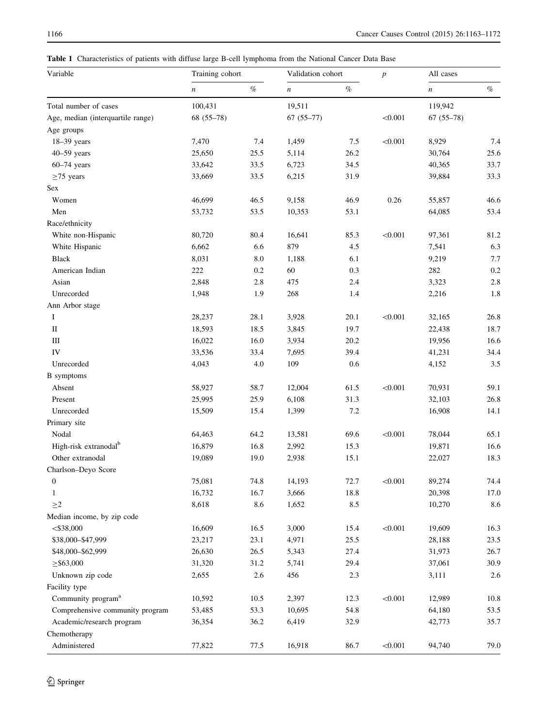**Table 1** Characteristics of patients with diffuse large B-cell lymphoma from the National Cancer Data Base

| Variable | Training cohort | | Validation cohort | | *p* | All cases | |
|---|---|---|---|---|---|---|---|
| | *n* | % | *n* | % | | *n* | % |
| Total number of cases | 100,431 | | 19,511 | | | 119,942 | |
| Age, median (interquartile range) | 68 (55–78) | | 67 (55–77) | | <0.001 | 67 (55–78) | |
| Age groups | | | | | | | |
| 18–39 years | 7,470 | 7.4 | 1,459 | 7.5 | <0.001 | 8,929 | 7.4 |
| 40–59 years | 25,650 | 25.5 | 5,114 | 26.2 | | 30,764 | 25.6 |
| 60–74 years | 33,642 | 33.5 | 6,723 | 34.5 | | 40,365 | 33.7 |
| ≥75 years | 33,669 | 33.5 | 6,215 | 31.9 | | 39,884 | 33.3 |
| Sex | | | | | | | |
| Women | 46,699 | 46.5 | 9,158 | 46.9 | 0.26 | 55,857 | 46.6 |
| Men | 53,732 | 53.5 | 10,353 | 53.1 | | 64,085 | 53.4 |
| Race/ethnicity | | | | | | | |
| White non-Hispanic | 80,720 | 80.4 | 16,641 | 85.3 | <0.001 | 97,361 | 81.2 |
| White Hispanic | 6,662 | 6.6 | 879 | 4.5 | | 7,541 | 6.3 |
| Black | 8,031 | 8.0 | 1,188 | 6.1 | | 9,219 | 7.7 |
| American Indian | 222 | 0.2 | 60 | 0.3 | | 282 | 0.2 |
| Asian | 2,848 | 2.8 | 475 | 2.4 | | 3,323 | 2.8 |
| Unrecorded | 1,948 | 1.9 | 268 | 1.4 | | 2,216 | 1.8 |
| Ann Arbor stage | | | | | | | |
| I | 28,237 | 28.1 | 3,928 | 20.1 | <0.001 | 32,165 | 26.8 |
| II | 18,593 | 18.5 | 3,845 | 19.7 | | 22,438 | 18.7 |
| III | 16,022 | 16.0 | 3,934 | 20.2 | | 19,956 | 16.6 |
| IV | 33,536 | 33.4 | 7,695 | 39.4 | | 41,231 | 34.4 |
| Unrecorded | 4,043 | 4.0 | 109 | 0.6 | | 4,152 | 3.5 |
| B symptoms | | | | | | | |
| Absent | 58,927 | 58.7 | 12,004 | 61.5 | <0.001 | 70,931 | 59.1 |
| Present | 25,995 | 25.9 | 6,108 | 31.3 | | 32,103 | 26.8 |
| Unrecorded | 15,509 | 15.4 | 1,399 | 7.2 | | 16,908 | 14.1 |
| Primary site | | | | | | | |
| Nodal | 64,463 | 64.2 | 13,581 | 69.6 | <0.001 | 78,044 | 65.1 |
| High-risk extranodal[b] | 16,879 | 16.8 | 2,992 | 15.3 | | 19,871 | 16.6 |
| Other extranodal | 19,089 | 19.0 | 2,938 | 15.1 | | 22,027 | 18.3 |
| Charlson–Deyo Score | | | | | | | |
| 0 | 75,081 | 74.8 | 14,193 | 72.7 | <0.001 | 89,274 | 74.4 |
| 1 | 16,732 | 16.7 | 3,666 | 18.8 | | 20,398 | 17.0 |
| ≥2 | 8,618 | 8.6 | 1,652 | 8.5 | | 10,270 | 8.6 |
| Median income, by zip code | | | | | | | |
| <$38,000 | 16,609 | 16.5 | 3,000 | 15.4 | <0.001 | 19,609 | 16.3 |
| $38,000–$47,999 | 23,217 | 23.1 | 4,971 | 25.5 | | 28,188 | 23.5 |
| $48,000–$62,999 | 26,630 | 26.5 | 5,343 | 27.4 | | 31,973 | 26.7 |
| ≥$63,000 | 31,320 | 31.2 | 5,741 | 29.4 | | 37,061 | 30.9 |
| Unknown zip code | 2,655 | 2.6 | 456 | 2.3 | | 3,111 | 2.6 |
| Facility type | | | | | | | |
| Community program[a] | 10,592 | 10.5 | 2,397 | 12.3 | <0.001 | 12,989 | 10.8 |
| Comprehensive community program | 53,485 | 53.3 | 10,695 | 54.8 | | 64,180 | 53.5 |
| Academic/research program | 36,354 | 36.2 | 6,419 | 32.9 | | 42,773 | 35.7 |
| Chemotherapy | | | | | | | |
| Administered | 77,822 | 77.5 | 16,918 | 86.7 | <0.001 | 94,740 | 79.0 |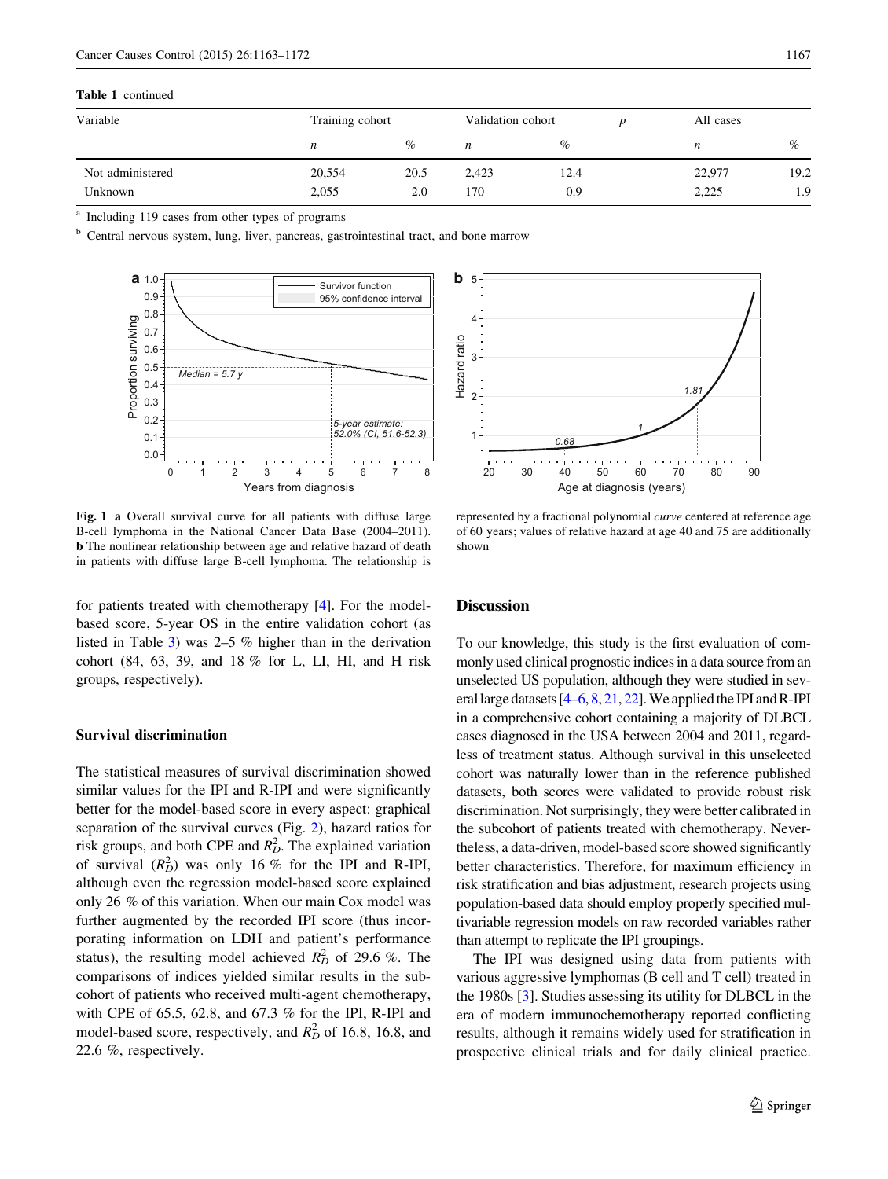**Table 1** continued

| Variable | Training cohort | | Validation cohort | | *p* | All cases | |
|---|---|---|---|---|---|---|---|
| | *n* | % | *n* | % | | *n* | % |
| Not administered | 20,554 | 20.5 | 2,423 | 12.4 | | 22,977 | 19.2 |
| Unknown | 2,055 | 2.0 | 170 | 0.9 | | 2,225 | 1.9 |

[a] Including 119 cases from other types of programs

[b] Central nervous system, lung, liver, pancreas, gastrointestinal tract, and bone marrow

**Fig. 1** **a** Overall survival curve for all patients with diffuse large B-cell lymphoma in the National Cancer Data Base (2004–2011). **b** The nonlinear relationship between age and relative hazard of death in patients with diffuse large B-cell lymphoma. The relationship is represented by a fractional polynomial *curve* centered at reference age of 60 years; values of relative hazard at age 40 and 75 are additionally shown

for patients treated with chemotherapy [4]. For the model-based score, 5-year OS in the entire validation cohort (as listed in Table 3) was 2–5 % higher than in the derivation cohort (84, 63, 39, and 18 % for L, LI, HI, and H risk groups, respectively).

### Survival discrimination

The statistical measures of survival discrimination showed similar values for the IPI and R-IPI and were significantly better for the model-based score in every aspect: graphical separation of the survival curves (Fig. 2), hazard ratios for risk groups, and both CPE and $R_D^2$. The explained variation of survival ($R_D^2$) was only 16 % for the IPI and R-IPI, although even the regression model-based score explained only 26 % of this variation. When our main Cox model was further augmented by the recorded IPI score (thus incorporating information on LDH and patient's performance status), the resulting model achieved $R_D^2$ of 29.6 %. The comparisons of indices yielded similar results in the subcohort of patients who received multi-agent chemotherapy, with CPE of 65.5, 62.8, and 67.3 % for the IPI, R-IPI and model-based score, respectively, and $R_D^2$ of 16.8, 16.8, and 22.6 %, respectively.

## Discussion

To our knowledge, this study is the first evaluation of commonly used clinical prognostic indices in a data source from an unselected US population, although they were studied in several large datasets [4–6, 8, 21, 22]. We applied the IPI and R-IPI in a comprehensive cohort containing a majority of DLBCL cases diagnosed in the USA between 2004 and 2011, regardless of treatment status. Although survival in this unselected cohort was naturally lower than in the reference published datasets, both scores were validated to provide robust risk discrimination. Not surprisingly, they were better calibrated in the subcohort of patients treated with chemotherapy. Nevertheless, a data-driven, model-based score showed significantly better characteristics. Therefore, for maximum efficiency in risk stratification and bias adjustment, research projects using population-based data should employ properly specified multivariable regression models on raw recorded variables rather than attempt to replicate the IPI groupings.

The IPI was designed using data from patients with various aggressive lymphomas (B cell and T cell) treated in the 1980s [3]. Studies assessing its utility for DLBCL in the era of modern immunochemotherapy reported conflicting results, although it remains widely used for stratification in prospective clinical trials and for daily clinical practice.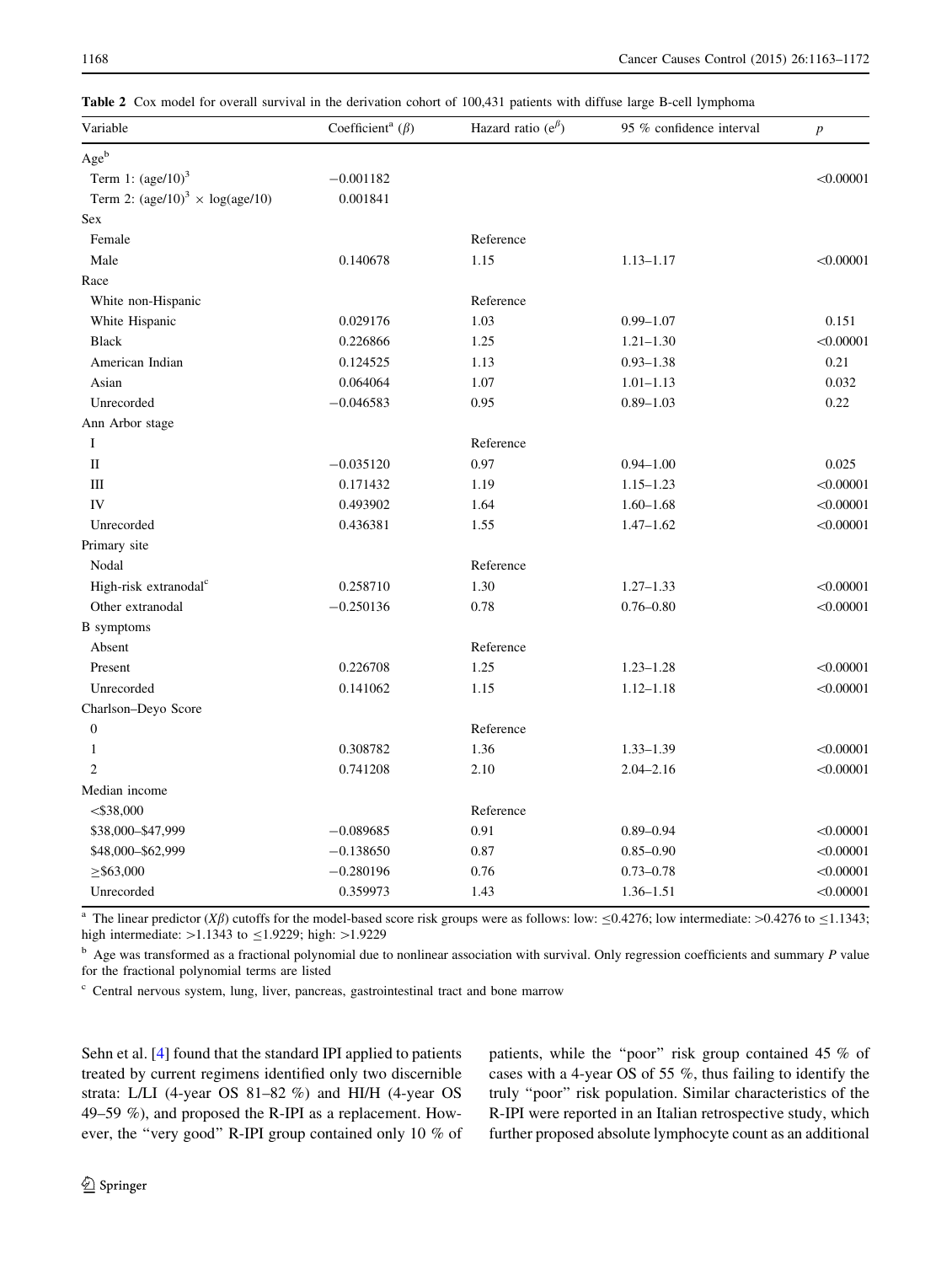**Table 2** Cox model for overall survival in the derivation cohort of 100,431 patients with diffuse large B-cell lymphoma

| Variable | Coefficient[a] ($\beta$) | Hazard ratio ($e^{\beta}$) | 95 % confidence interval | $p$ |
|---|---|---|---|---|
| Age[b] | | | | |
| Term 1: $(\text{age}/10)^3$ | −0.001182 | | | <0.00001 |
| Term 2: $(\text{age}/10)^3 \times \log(\text{age}/10)$ | 0.001841 | | | |
| Sex | | | | |
| Female | | Reference | | |
| Male | 0.140678 | 1.15 | 1.13–1.17 | <0.00001 |
| Race | | | | |
| White non-Hispanic | | Reference | | |
| White Hispanic | 0.029176 | 1.03 | 0.99–1.07 | 0.151 |
| Black | 0.226866 | 1.25 | 1.21–1.30 | <0.00001 |
| American Indian | 0.124525 | 1.13 | 0.93–1.38 | 0.21 |
| Asian | 0.064064 | 1.07 | 1.01–1.13 | 0.032 |
| Unrecorded | −0.046583 | 0.95 | 0.89–1.03 | 0.22 |
| Ann Arbor stage | | | | |
| I | | Reference | | |
| II | −0.035120 | 0.97 | 0.94–1.00 | 0.025 |
| III | 0.171432 | 1.19 | 1.15–1.23 | <0.00001 |
| IV | 0.493902 | 1.64 | 1.60–1.68 | <0.00001 |
| Unrecorded | 0.436381 | 1.55 | 1.47–1.62 | <0.00001 |
| Primary site | | | | |
| Nodal | | Reference | | |
| High-risk extranodal[c] | 0.258710 | 1.30 | 1.27–1.33 | <0.00001 |
| Other extranodal | −0.250136 | 0.78 | 0.76–0.80 | <0.00001 |
| B symptoms | | | | |
| Absent | | Reference | | |
| Present | 0.226708 | 1.25 | 1.23–1.28 | <0.00001 |
| Unrecorded | 0.141062 | 1.15 | 1.12–1.18 | <0.00001 |
| Charlson–Deyo Score | | | | |
| 0 | | Reference | | |
| 1 | 0.308782 | 1.36 | 1.33–1.39 | <0.00001 |
| 2 | 0.741208 | 2.10 | 2.04–2.16 | <0.00001 |
| Median income | | | | |
| <$38,000 | | Reference | | |
| $38,000–$47,999 | −0.089685 | 0.91 | 0.89–0.94 | <0.00001 |
| $48,000–$62,999 | −0.138650 | 0.87 | 0.85–0.90 | <0.00001 |
| ≥$63,000 | −0.280196 | 0.76 | 0.73–0.78 | <0.00001 |
| Unrecorded | 0.359973 | 1.43 | 1.36–1.51 | <0.00001 |

[a] The linear predictor ($X\beta$) cutoffs for the model-based score risk groups were as follows: low: ≤0.4276; low intermediate: >0.4276 to ≤1.1343; high intermediate: >1.1343 to ≤1.9229; high: >1.9229

[b] Age was transformed as a fractional polynomial due to nonlinear association with survival. Only regression coefficients and summary $P$ value for the fractional polynomial terms are listed

[c] Central nervous system, lung, liver, pancreas, gastrointestinal tract and bone marrow

Sehn et al. [4] found that the standard IPI applied to patients treated by current regimens identified only two discernible strata: L/LI (4-year OS 81–82 %) and HI/H (4-year OS 49–59 %), and proposed the R-IPI as a replacement. However, the "very good" R-IPI group contained only 10 % of patients, while the "poor" risk group contained 45 % of cases with a 4-year OS of 55 %, thus failing to identify the truly "poor" risk population. Similar characteristics of the R-IPI were reported in an Italian retrospective study, which further proposed absolute lymphocyte count as an additional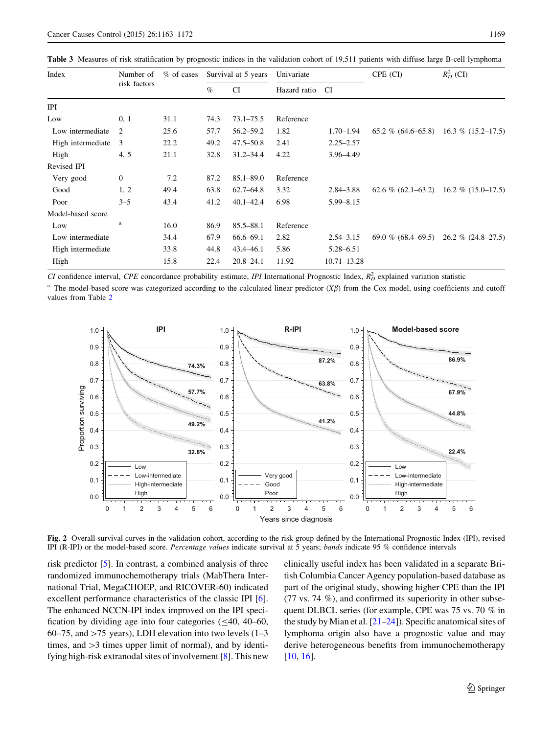**Table 3** Measures of risk stratification by prognostic indices in the validation cohort of 19,511 patients with diffuse large B-cell lymphoma

| Index | Number of risk factors | % of cases | Survival at 5 years | | Univariate | | CPE (CI) | $R_D^2$ (CI) |
|---|---|---|---|---|---|---|---|---|
| | | | % | CI | Hazard ratio | CI | | |
| IPI | | | | | | | | |
| Low | 0, 1 | 31.1 | 74.3 | 73.1–75.5 | Reference | | | |
| Low intermediate | 2 | 25.6 | 57.7 | 56.2–59.2 | 1.82 | 1.70–1.94 | 65.2 % (64.6–65.8) | 16.3 % (15.2–17.5) |
| High intermediate | 3 | 22.2 | 49.2 | 47.5–50.8 | 2.41 | 2.25–2.57 | | |
| High | 4, 5 | 21.1 | 32.8 | 31.2–34.4 | 4.22 | 3.96–4.49 | | |
| Revised IPI | | | | | | | | |
| Very good | 0 | 7.2 | 87.2 | 85.1–89.0 | Reference | | | |
| Good | 1, 2 | 49.4 | 63.8 | 62.7–64.8 | 3.32 | 2.84–3.88 | 62.6 % (62.1–63.2) | 16.2 % (15.0–17.5) |
| Poor | 3–5 | 43.4 | 41.2 | 40.1–42.4 | 6.98 | 5.99–8.15 | | |
| Model-based score | | | | | | | | |
| Low | [a] | 16.0 | 86.9 | 85.5–88.1 | Reference | | | |
| Low intermediate | | 34.4 | 67.9 | 66.6–69.1 | 2.82 | 2.54–3.15 | 69.0 % (68.4–69.5) | 26.2 % (24.8–27.5) |
| High intermediate | | 33.8 | 44.8 | 43.4–46.1 | 5.86 | 5.28–6.51 | | |
| High | | 15.8 | 22.4 | 20.8–24.1 | 11.92 | 10.71–13.28 | | |

*CI* confidence interval, *CPE* concordance probability estimate, *IPI* International Prognostic Index, $R_D^2$ explained variation statistic

[a] The model-based score was categorized according to the calculated linear predictor ($X\beta$) from the Cox model, using coefficients and cutoff values from Table 2

**Fig. 2** Overall survival curves in the validation cohort, according to the risk group defined by the International Prognostic Index (IPI), revised IPI (R-IPI) or the model-based score. *Percentage values* indicate survival at 5 years; *bands* indicate 95 % confidence intervals

risk predictor [5]. In contrast, a combined analysis of three randomized immunochemotherapy trials (MabThera International Trial, MegaCHOEP, and RICOVER-60) indicated excellent performance characteristics of the classic IPI [6]. The enhanced NCCN-IPI index improved on the IPI specification by dividing age into four categories (≤40, 40–60, 60–75, and >75 years), LDH elevation into two levels (1–3 times, and >3 times upper limit of normal), and by identifying high-risk extranodal sites of involvement [8]. This new clinically useful index has been validated in a separate British Columbia Cancer Agency population-based database as part of the original study, showing higher CPE than the IPI (77 vs. 74 %), and confirmed its superiority in other subsequent DLBCL series (for example, CPE was 75 vs. 70 % in the study by Mian et al. [21–24]). Specific anatomical sites of lymphoma origin also have a prognostic value and may derive heterogeneous benefits from immunochemotherapy [10, 16].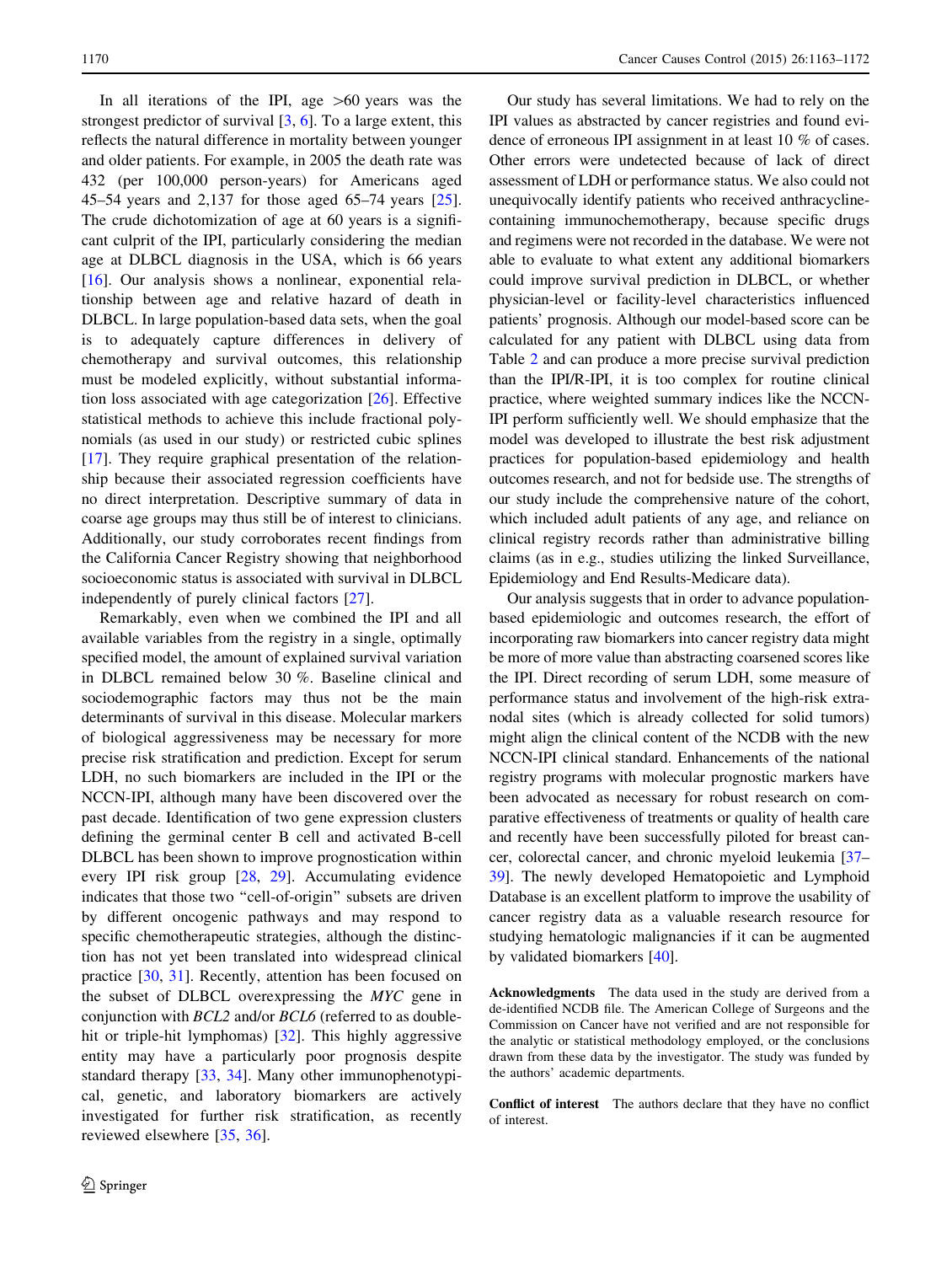In all iterations of the IPI, age >60 years was the strongest predictor of survival [3, 6]. To a large extent, this reflects the natural difference in mortality between younger and older patients. For example, in 2005 the death rate was 432 (per 100,000 person-years) for Americans aged 45–54 years and 2,137 for those aged 65–74 years [25]. The crude dichotomization of age at 60 years is a significant culprit of the IPI, particularly considering the median age at DLBCL diagnosis in the USA, which is 66 years [16]. Our analysis shows a nonlinear, exponential relationship between age and relative hazard of death in DLBCL. In large population-based data sets, when the goal is to adequately capture differences in delivery of chemotherapy and survival outcomes, this relationship must be modeled explicitly, without substantial information loss associated with age categorization [26]. Effective statistical methods to achieve this include fractional polynomials (as used in our study) or restricted cubic splines [17]. They require graphical presentation of the relationship because their associated regression coefficients have no direct interpretation. Descriptive summary of data in coarse age groups may thus still be of interest to clinicians. Additionally, our study corroborates recent findings from the California Cancer Registry showing that neighborhood socioeconomic status is associated with survival in DLBCL independently of purely clinical factors [27].

Remarkably, even when we combined the IPI and all available variables from the registry in a single, optimally specified model, the amount of explained survival variation in DLBCL remained below 30 %. Baseline clinical and sociodemographic factors may thus not be the main determinants of survival in this disease. Molecular markers of biological aggressiveness may be necessary for more precise risk stratification and prediction. Except for serum LDH, no such biomarkers are included in the IPI or the NCCN-IPI, although many have been discovered over the past decade. Identification of two gene expression clusters defining the germinal center B cell and activated B-cell DLBCL has been shown to improve prognostication within every IPI risk group [28, 29]. Accumulating evidence indicates that those two "cell-of-origin" subsets are driven by different oncogenic pathways and may respond to specific chemotherapeutic strategies, although the distinction has not yet been translated into widespread clinical practice [30, 31]. Recently, attention has been focused on the subset of DLBCL overexpressing the *MYC* gene in conjunction with *BCL2* and/or *BCL6* (referred to as double-hit or triple-hit lymphomas) [32]. This highly aggressive entity may have a particularly poor prognosis despite standard therapy [33, 34]. Many other immunophenotypical, genetic, and laboratory biomarkers are actively investigated for further risk stratification, as recently reviewed elsewhere [35, 36].

Our study has several limitations. We had to rely on the IPI values as abstracted by cancer registries and found evidence of erroneous IPI assignment in at least 10 % of cases. Other errors were undetected because of lack of direct assessment of LDH or performance status. We also could not unequivocally identify patients who received anthracycline-containing immunochemotherapy, because specific drugs and regimens were not recorded in the database. We were not able to evaluate to what extent any additional biomarkers could improve survival prediction in DLBCL, or whether physician-level or facility-level characteristics influenced patients' prognosis. Although our model-based score can be calculated for any patient with DLBCL using data from Table 2 and can produce a more precise survival prediction than the IPI/R-IPI, it is too complex for routine clinical practice, where weighted summary indices like the NCCN-IPI perform sufficiently well. We should emphasize that the model was developed to illustrate the best risk adjustment practices for population-based epidemiology and health outcomes research, and not for bedside use. The strengths of our study include the comprehensive nature of the cohort, which included adult patients of any age, and reliance on clinical registry records rather than administrative billing claims (as in e.g., studies utilizing the linked Surveillance, Epidemiology and End Results-Medicare data).

Our analysis suggests that in order to advance population-based epidemiologic and outcomes research, the effort of incorporating raw biomarkers into cancer registry data might be more of more value than abstracting coarsened scores like the IPI. Direct recording of serum LDH, some measure of performance status and involvement of the high-risk extranodal sites (which is already collected for solid tumors) might align the clinical content of the NCDB with the new NCCN-IPI clinical standard. Enhancements of the national registry programs with molecular prognostic markers have been advocated as necessary for robust research on comparative effectiveness of treatments or quality of health care and recently have been successfully piloted for breast cancer, colorectal cancer, and chronic myeloid leukemia [37–39]. The newly developed Hematopoietic and Lymphoid Database is an excellent platform to improve the usability of cancer registry data as a valuable research resource for studying hematologic malignancies if it can be augmented by validated biomarkers [40].

**Acknowledgments** The data used in the study are derived from a de-identified NCDB file. The American College of Surgeons and the Commission on Cancer have not verified and are not responsible for the analytic or statistical methodology employed, or the conclusions drawn from these data by the investigator. The study was funded by the authors' academic departments.

**Conflict of interest** The authors declare that they have no conflict of interest.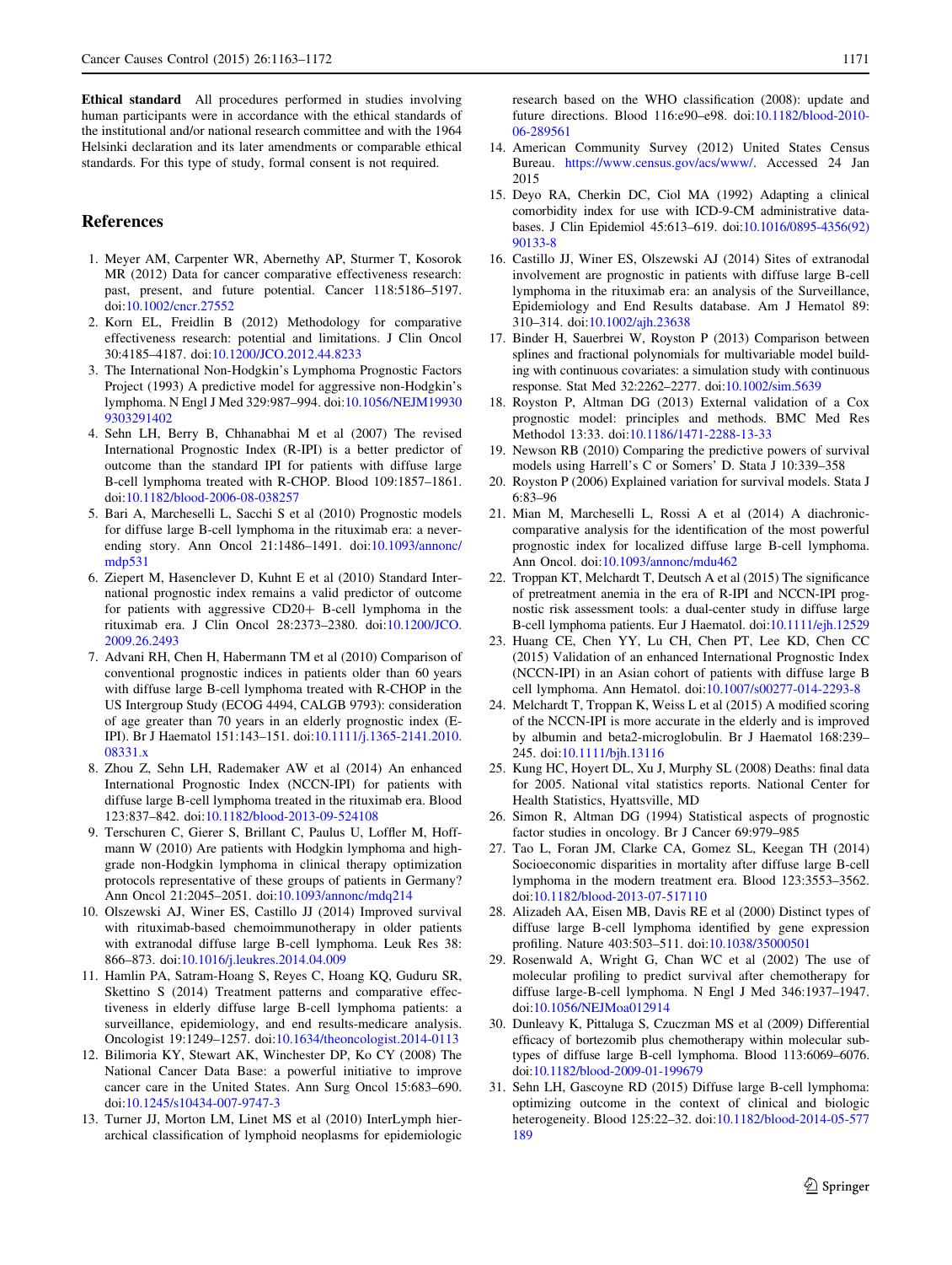**Ethical standard** All procedures performed in studies involving human participants were in accordance with the ethical standards of the institutional and/or national research committee and with the 1964 Helsinki declaration and its later amendments or comparable ethical standards. For this type of study, formal consent is not required.

## References

1. Meyer AM, Carpenter WR, Abernethy AP, Sturmer T, Kosorok MR (2012) Data for cancer comparative effectiveness research: past, present, and future potential. Cancer 118:5186–5197. doi:10.1002/cncr.27552
2. Korn EL, Freidlin B (2012) Methodology for comparative effectiveness research: potential and limitations. J Clin Oncol 30:4185–4187. doi:10.1200/JCO.2012.44.8233
3. The International Non-Hodgkin's Lymphoma Prognostic Factors Project (1993) A predictive model for aggressive non-Hodgkin's lymphoma. N Engl J Med 329:987–994. doi:10.1056/NEJM199309303291402
4. Sehn LH, Berry B, Chhanabhai M et al (2007) The revised International Prognostic Index (R-IPI) is a better predictor of outcome than the standard IPI for patients with diffuse large B-cell lymphoma treated with R-CHOP. Blood 109:1857–1861. doi:10.1182/blood-2006-08-038257
5. Bari A, Marcheselli L, Sacchi S et al (2010) Prognostic models for diffuse large B-cell lymphoma in the rituximab era: a never-ending story. Ann Oncol 21:1486–1491. doi:10.1093/annonc/mdp531
6. Ziepert M, Hasenclever D, Kuhnt E et al (2010) Standard International prognostic index remains a valid predictor of outcome for patients with aggressive CD20+ B-cell lymphoma in the rituximab era. J Clin Oncol 28:2373–2380. doi:10.1200/JCO.2009.26.2493
7. Advani RH, Chen H, Habermann TM et al (2010) Comparison of conventional prognostic indices in patients older than 60 years with diffuse large B-cell lymphoma treated with R-CHOP in the US Intergroup Study (ECOG 4494, CALGB 9793): consideration of age greater than 70 years in an elderly prognostic index (E-IPI). Br J Haematol 151:143–151. doi:10.1111/j.1365-2141.2010.08331.x
8. Zhou Z, Sehn LH, Rademaker AW et al (2014) An enhanced International Prognostic Index (NCCN-IPI) for patients with diffuse large B-cell lymphoma treated in the rituximab era. Blood 123:837–842. doi:10.1182/blood-2013-09-524108
9. Terschuren C, Gierer S, Brillant C, Paulus U, Loffler M, Hoffmann W (2010) Are patients with Hodgkin lymphoma and high-grade non-Hodgkin lymphoma in clinical therapy optimization protocols representative of these groups of patients in Germany? Ann Oncol 21:2045–2051. doi:10.1093/annonc/mdq214
10. Olszewski AJ, Winer ES, Castillo JJ (2014) Improved survival with rituximab-based chemoimmunotherapy in older patients with extranodal diffuse large B-cell lymphoma. Leuk Res 38:866–873. doi:10.1016/j.leukres.2014.04.009
11. Hamlin PA, Satram-Hoang S, Reyes C, Hoang KQ, Guduru SR, Skettino S (2014) Treatment patterns and comparative effectiveness in elderly diffuse large B-cell lymphoma patients: a surveillance, epidemiology, and end results-medicare analysis. Oncologist 19:1249–1257. doi:10.1634/theoncologist.2014-0113
12. Bilimoria KY, Stewart AK, Winchester DP, Ko CY (2008) The National Cancer Data Base: a powerful initiative to improve cancer care in the United States. Ann Surg Oncol 15:683–690. doi:10.1245/s10434-007-9747-3
13. Turner JJ, Morton LM, Linet MS et al (2010) InterLymph hierarchical classification of lymphoid neoplasms for epidemiologic research based on the WHO classification (2008): update and future directions. Blood 116:e90–e98. doi:10.1182/blood-2010-06-289561
14. American Community Survey (2012) United States Census Bureau. https://www.census.gov/acs/www/. Accessed 24 Jan 2015
15. Deyo RA, Cherkin DC, Ciol MA (1992) Adapting a clinical comorbidity index for use with ICD-9-CM administrative databases. J Clin Epidemiol 45:613–619. doi:10.1016/0895-4356(92)90133-8
16. Castillo JJ, Winer ES, Olszewski AJ (2014) Sites of extranodal involvement are prognostic in patients with diffuse large B-cell lymphoma in the rituximab era: an analysis of the Surveillance, Epidemiology and End Results database. Am J Hematol 89:310–314. doi:10.1002/ajh.23638
17. Binder H, Sauerbrei W, Royston P (2013) Comparison between splines and fractional polynomials for multivariable model building with continuous covariates: a simulation study with continuous response. Stat Med 32:2262–2277. doi:10.1002/sim.5639
18. Royston P, Altman DG (2013) External validation of a Cox prognostic model: principles and methods. BMC Med Res Methodol 13:33. doi:10.1186/1471-2288-13-33
19. Newson RB (2010) Comparing the predictive powers of survival models using Harrell's C or Somers' D. Stata J 10:339–358
20. Royston P (2006) Explained variation for survival models. Stata J 6:83–96
21. Mian M, Marcheselli L, Rossi A et al (2014) A diachronic-comparative analysis for the identification of the most powerful prognostic index for localized diffuse large B-cell lymphoma. Ann Oncol. doi:10.1093/annonc/mdu462
22. Troppan KT, Melchardt T, Deutsch A et al (2015) The significance of pretreatment anemia in the era of R-IPI and NCCN-IPI prognostic risk assessment tools: a dual-center study in diffuse large B-cell lymphoma patients. Eur J Haematol. doi:10.1111/ejh.12529
23. Huang CE, Chen YY, Lu CH, Chen PT, Lee KD, Chen CC (2015) Validation of an enhanced International Prognostic Index (NCCN-IPI) in an Asian cohort of patients with diffuse large B cell lymphoma. Ann Hematol. doi:10.1007/s00277-014-2293-8
24. Melchardt T, Troppan K, Weiss L et al (2015) A modified scoring of the NCCN-IPI is more accurate in the elderly and is improved by albumin and beta2-microglobulin. Br J Haematol 168:239–245. doi:10.1111/bjh.13116
25. Kung HC, Hoyert DL, Xu J, Murphy SL (2008) Deaths: final data for 2005. National vital statistics reports. National Center for Health Statistics, Hyattsville, MD
26. Simon R, Altman DG (1994) Statistical aspects of prognostic factor studies in oncology. Br J Cancer 69:979–985
27. Tao L, Foran JM, Clarke CA, Gomez SL, Keegan TH (2014) Socioeconomic disparities in mortality after diffuse large B-cell lymphoma in the modern treatment era. Blood 123:3553–3562. doi:10.1182/blood-2013-07-517110
28. Alizadeh AA, Eisen MB, Davis RE et al (2000) Distinct types of diffuse large B-cell lymphoma identified by gene expression profiling. Nature 403:503–511. doi:10.1038/35000501
29. Rosenwald A, Wright G, Chan WC et al (2002) The use of molecular profiling to predict survival after chemotherapy for diffuse large-B-cell lymphoma. N Engl J Med 346:1937–1947. doi:10.1056/NEJMoa012914
30. Dunleavy K, Pittaluga S, Czuczman MS et al (2009) Differential efficacy of bortezomib plus chemotherapy within molecular subtypes of diffuse large B-cell lymphoma. Blood 113:6069–6076. doi:10.1182/blood-2009-01-199679
31. Sehn LH, Gascoyne RD (2015) Diffuse large B-cell lymphoma: optimizing outcome in the context of clinical and biologic heterogeneity. Blood 125:22–32. doi:10.1182/blood-2014-05-577189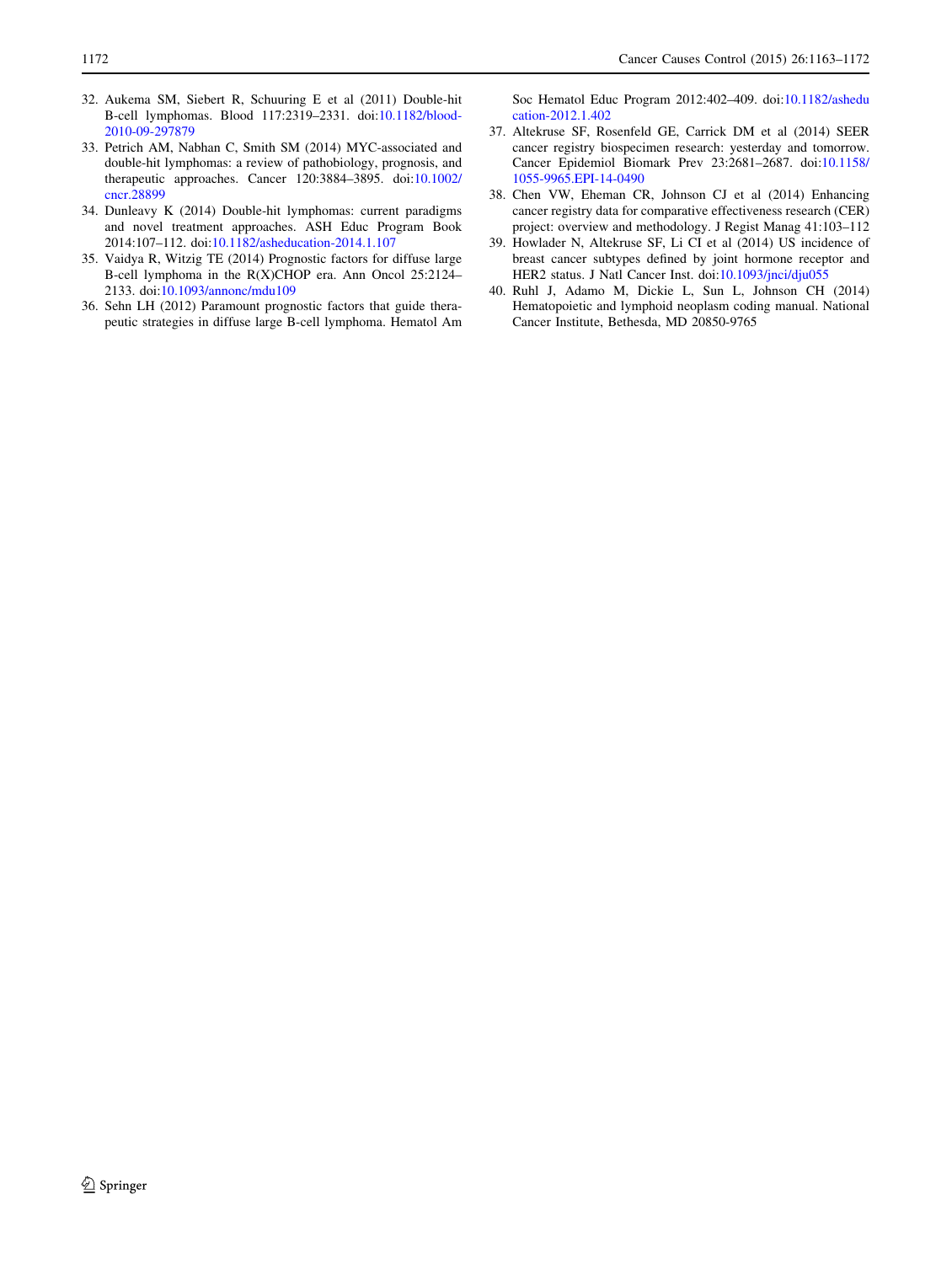32. Aukema SM, Siebert R, Schuuring E et al (2011) Double-hit B-cell lymphomas. Blood 117:2319–2331. doi:10.1182/blood-2010-09-297879
33. Petrich AM, Nabhan C, Smith SM (2014) MYC-associated and double-hit lymphomas: a review of pathobiology, prognosis, and therapeutic approaches. Cancer 120:3884–3895. doi:10.1002/cncr.28899
34. Dunleavy K (2014) Double-hit lymphomas: current paradigms and novel treatment approaches. ASH Educ Program Book 2014:107–112. doi:10.1182/asheducation-2014.1.107
35. Vaidya R, Witzig TE (2014) Prognostic factors for diffuse large B-cell lymphoma in the R(X)CHOP era. Ann Oncol 25:2124–2133. doi:10.1093/annonc/mdu109
36. Sehn LH (2012) Paramount prognostic factors that guide therapeutic strategies in diffuse large B-cell lymphoma. Hematol Am Soc Hematol Educ Program 2012:402–409. doi:10.1182/asheducation-2012.1.402
37. Altekruse SF, Rosenfeld GE, Carrick DM et al (2014) SEER cancer registry biospecimen research: yesterday and tomorrow. Cancer Epidemiol Biomark Prev 23:2681–2687. doi:10.1158/1055-9965.EPI-14-0490
38. Chen VW, Eheman CR, Johnson CJ et al (2014) Enhancing cancer registry data for comparative effectiveness research (CER) project: overview and methodology. J Regist Manag 41:103–112
39. Howlader N, Altekruse SF, Li CI et al (2014) US incidence of breast cancer subtypes defined by joint hormone receptor and HER2 status. J Natl Cancer Inst. doi:10.1093/jnci/dju055
40. Ruhl J, Adamo M, Dickie L, Sun L, Johnson CH (2014) Hematopoietic and lymphoid neoplasm coding manual. National Cancer Institute, Bethesda, MD 20850-9765